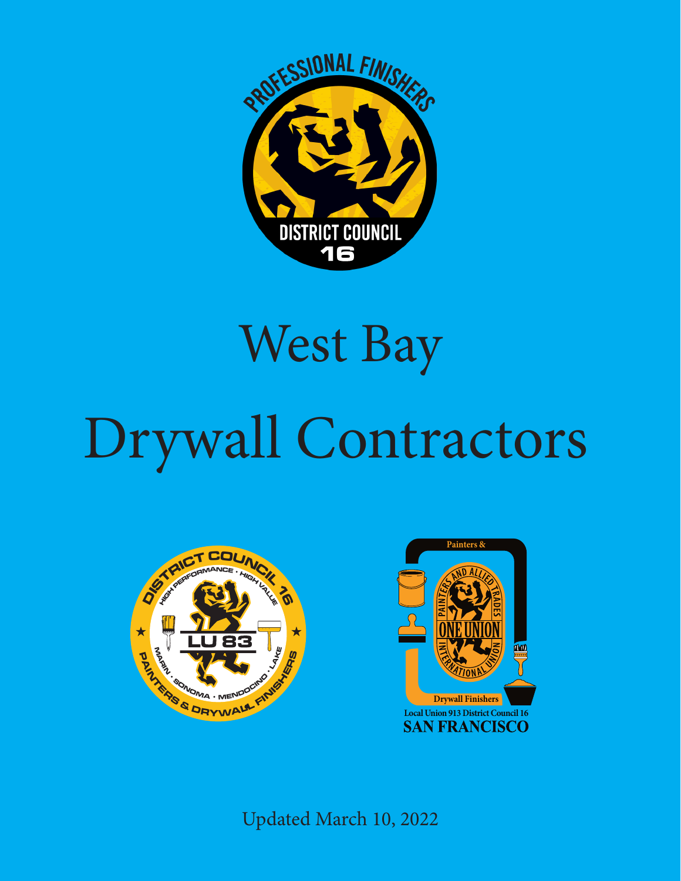# West Bay Drywall Contractors

Updated March 10, 2022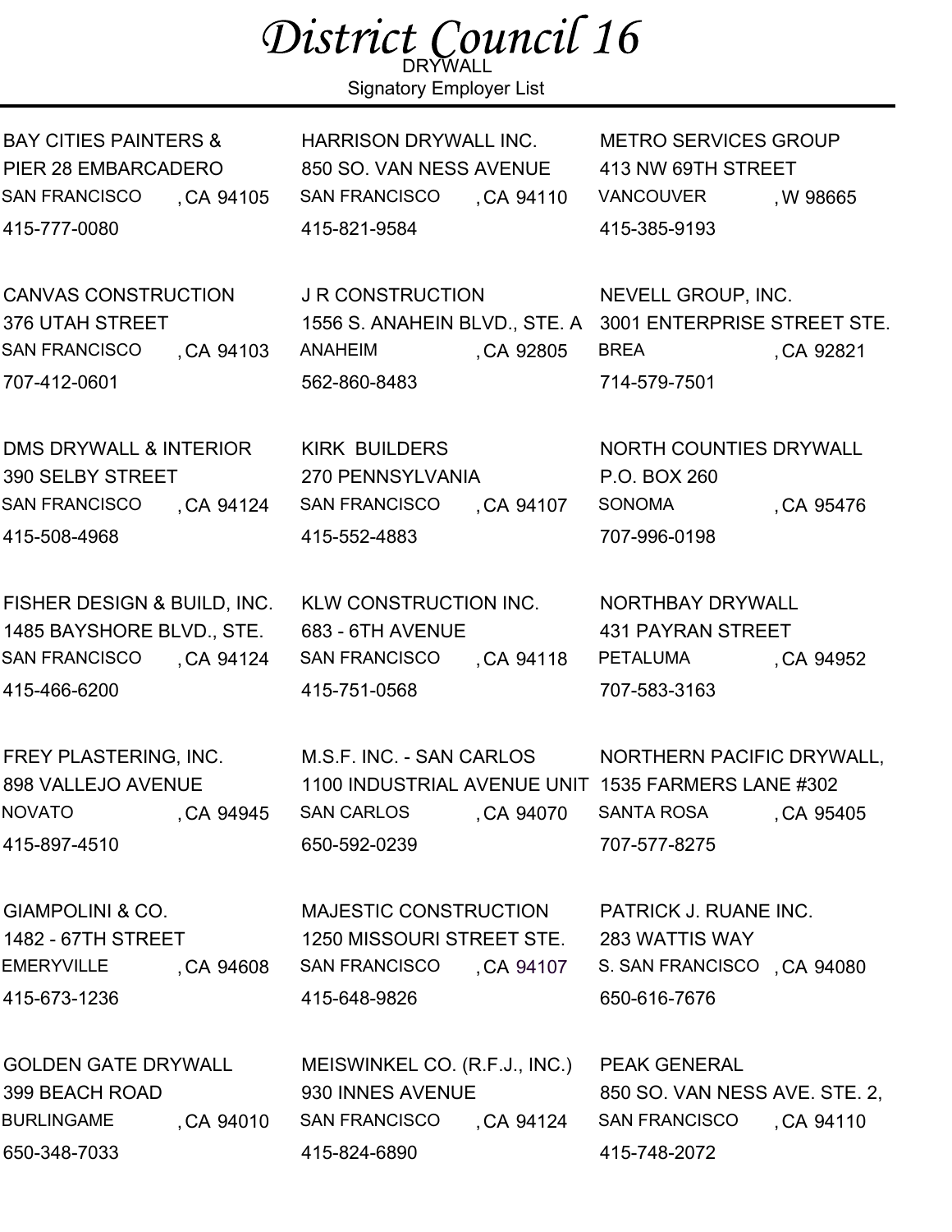# District Council 16

DRYWALL

Signatory Employer List

BAY CITIES PAINTERS &
PIER 28 EMBARCADERO
SAN FRANCISCO , CA 94105
415-777-0080

CANVAS CONSTRUCTION
376 UTAH STREET
SAN FRANCISCO , CA 94103
707-412-0601

DMS DRYWALL & INTERIOR
390 SELBY STREET
SAN FRANCISCO , CA 94124
415-508-4968

FISHER DESIGN & BUILD, INC.
1485 BAYSHORE BLVD., STE.
SAN FRANCISCO , CA 94124
415-466-6200

FREY PLASTERING, INC.
898 VALLEJO AVENUE
NOVATO , CA 94945
415-897-4510

GIAMPOLINI & CO.
1482 - 67TH STREET
EMERYVILLE , CA 94608
415-673-1236

GOLDEN GATE DRYWALL
399 BEACH ROAD
BURLINGAME , CA 94010
650-348-7033

HARRISON DRYWALL INC.
850 SO. VAN NESS AVENUE
SAN FRANCISCO , CA 94110
415-821-9584

J R CONSTRUCTION
1556 S. ANAHEIN BLVD., STE. A
ANAHEIM , CA 92805
562-860-8483

KIRK BUILDERS
270 PENNSYLVANIA
SAN FRANCISCO , CA 94107
415-552-4883

KLW CONSTRUCTION INC.
683 - 6TH AVENUE
SAN FRANCISCO , CA 94118
415-751-0568

M.S.F. INC. - SAN CARLOS
1100 INDUSTRIAL AVENUE UNIT
SAN CARLOS , CA 94070
650-592-0239

MAJESTIC CONSTRUCTION
1250 MISSOURI STREET STE.
SAN FRANCISCO , CA 94107
415-648-9826

MEISWINKEL CO. (R.F.J., INC.)
930 INNES AVENUE
SAN FRANCISCO , CA 94124
415-824-6890

METRO SERVICES GROUP
413 NW 69TH STREET
VANCOUVER , W 98665
415-385-9193

NEVELL GROUP, INC.
3001 ENTERPRISE STREET STE.
BREA , CA 92821
714-579-7501

NORTH COUNTIES DRYWALL
P.O. BOX 260
SONOMA , CA 95476
707-996-0198

NORTHBAY DRYWALL
431 PAYRAN STREET
PETALUMA , CA 94952
707-583-3163

NORTHERN PACIFIC DRYWALL,
1535 FARMERS LANE #302
SANTA ROSA , CA 95405
707-577-8275

PATRICK J. RUANE INC.
283 WATTIS WAY
S. SAN FRANCISCO , CA 94080
650-616-7676

PEAK GENERAL
850 SO. VAN NESS AVE. STE. 2,
SAN FRANCISCO , CA 94110
415-748-2072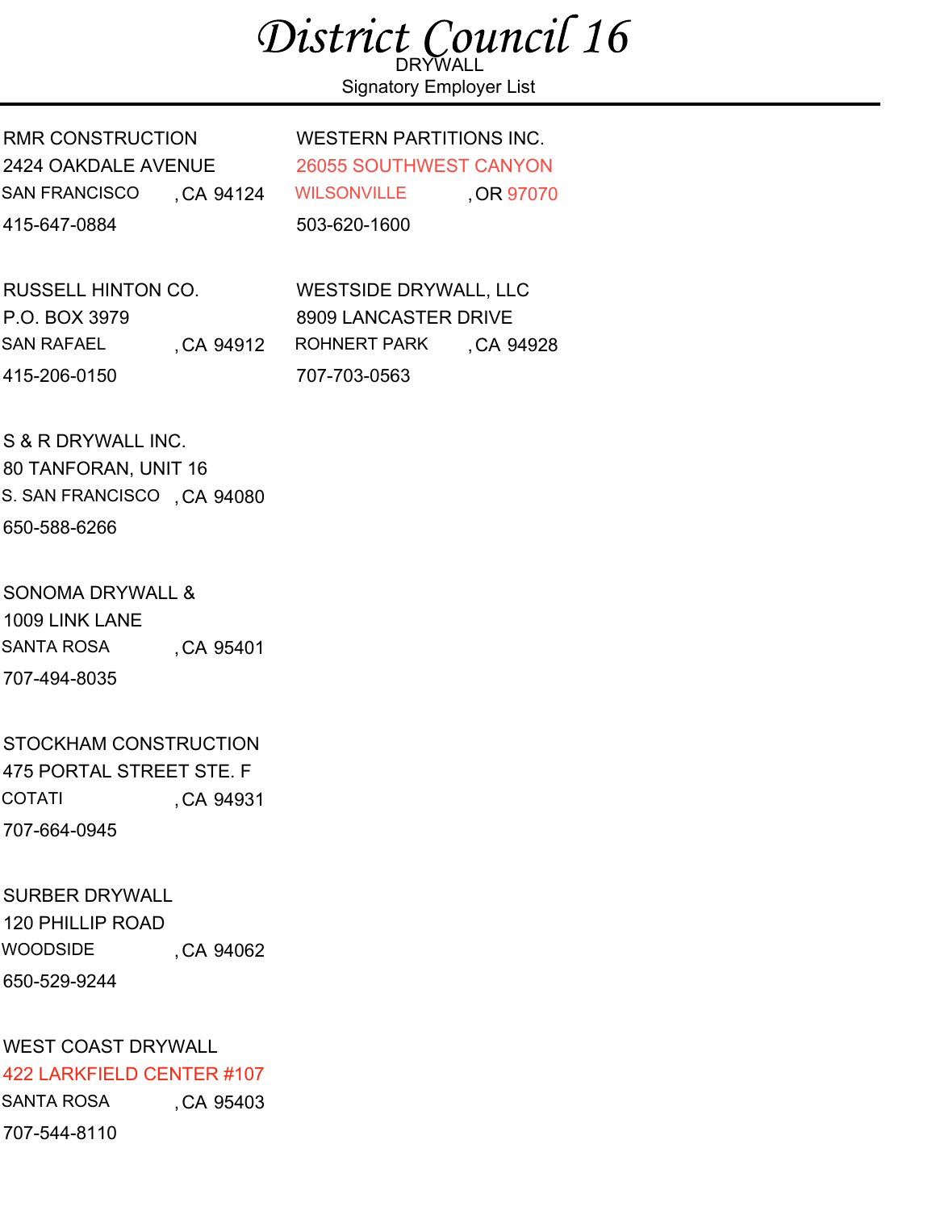# District Council 16

DRYWALL

Signatory Employer List

RMR CONSTRUCTION
2424 OAKDALE AVENUE
SAN FRANCISCO , CA 94124
415-647-0884

RUSSELL HINTON CO.
P.O. BOX 3979
SAN RAFAEL , CA 94912
415-206-0150

S & R DRYWALL INC.
80 TANFORAN, UNIT 16
S. SAN FRANCISCO , CA 94080
650-588-6266

SONOMA DRYWALL &
1009 LINK LANE
SANTA ROSA , CA 95401
707-494-8035

STOCKHAM CONSTRUCTION
475 PORTAL STREET STE. F
COTATI , CA 94931
707-664-0945

SURBER DRYWALL
120 PHILLIP ROAD
WOODSIDE , CA 94062
650-529-9244

WEST COAST DRYWALL
422 LARKFIELD CENTER #107
SANTA ROSA , CA 95403
707-544-8110

WESTERN PARTITIONS INC.
26055 SOUTHWEST CANYON
WILSONVILLE , OR 97070
503-620-1600

WESTSIDE DRYWALL, LLC
8909 LANCASTER DRIVE
ROHNERT PARK , CA 94928
707-703-0563